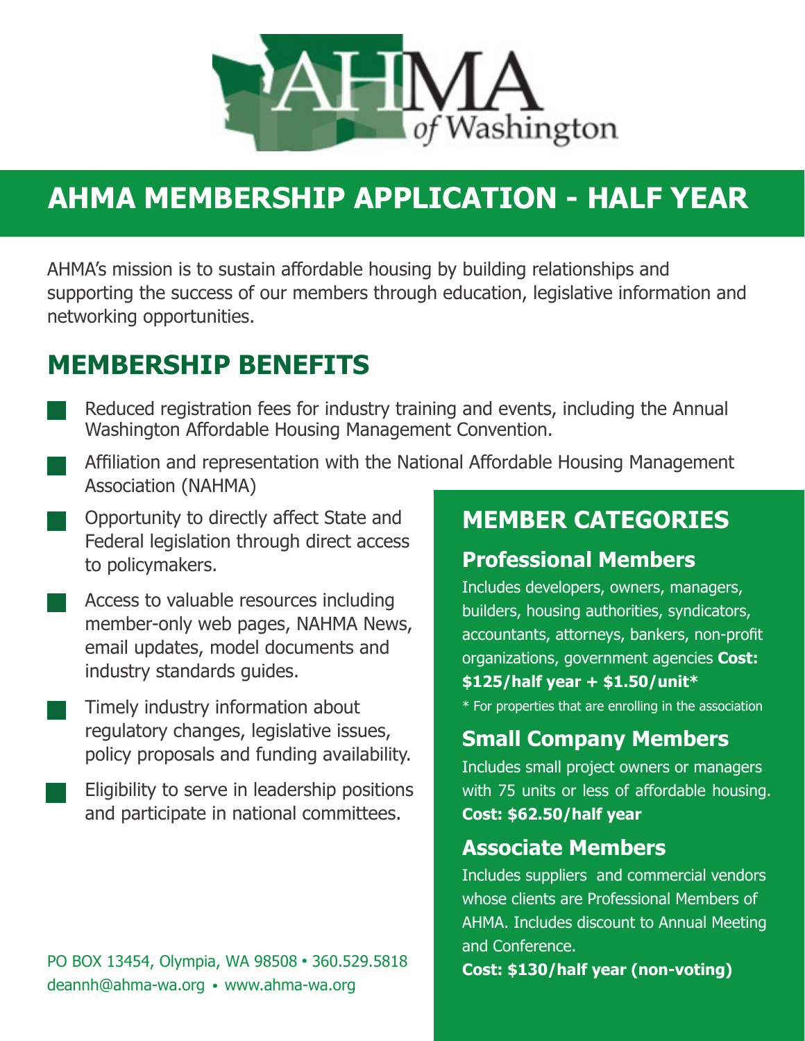AHMA of Washington

# AHMA MEMBERSHIP APPLICATION - HALF YEAR

AHMA's mission is to sustain affordable housing by building relationships and supporting the success of our members through education, legislative information and networking opportunities.

## MEMBERSHIP BENEFITS

- Reduced registration fees for industry training and events, including the Annual Washington Affordable Housing Management Convention.
- Affiliation and representation with the National Affordable Housing Management Association (NAHMA)
- Opportunity to directly affect State and Federal legislation through direct access to policymakers.
- Access to valuable resources including member-only web pages, NAHMA News, email updates, model documents and industry standards guides.
- Timely industry information about regulatory changes, legislative issues, policy proposals and funding availability.
- Eligibility to serve in leadership positions and participate in national committees.

## MEMBER CATEGORIES

### Professional Members

Includes developers, owners, managers, builders, housing authorities, syndicators, accountants, attorneys, bankers, non-profit organizations, government agencies **Cost: $125/half year + $1.50/unit***

* For properties that are enrolling in the association

### Small Company Members

Includes small project owners or managers with 75 units or less of affordable housing.
**Cost: $62.50/half year**

### Associate Members

Includes suppliers and commercial vendors whose clients are Professional Members of AHMA. Includes discount to Annual Meeting and Conference.
**Cost: $130/half year (non-voting)**

PO BOX 13454, Olympia, WA 98508 • 360.529.5818
deannh@ahma-wa.org • www.ahma-wa.org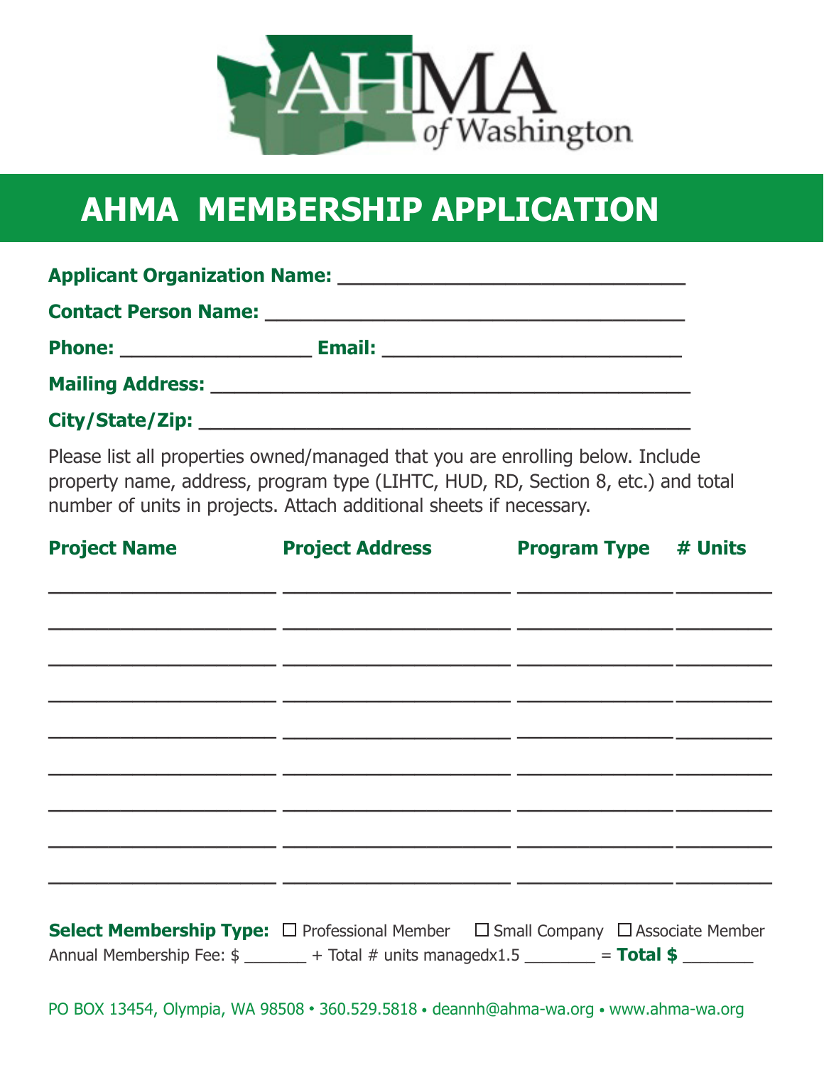# AHMA MEMBERSHIP APPLICATION

**Applicant Organization Name:** ______________________________

**Contact Person Name:** ____________________________________

**Phone:** ________________ **Email:** __________________________

**Mailing Address:** __________________________________________

**City/State/Zip:** ___________________________________________

Please list all properties owned/managed that you are enrolling below. Include property name, address, program type (LIHTC, HUD, RD, Section 8, etc.) and total number of units in projects. Attach additional sheets if necessary.

| Project Name | Project Address | Program Type | # Units |
|---|---|---|---|
| | | | |
| | | | |
| | | | |
| | | | |
| | | | |
| | | | |
| | | | |
| | | | |
| | | | |

**Select Membership Type:** ☐ Professional Member ☐ Small Company ☐ Associate Member

Annual Membership Fee: $ _______ + Total # units managedx1.5 ________ = **Total $** ________

PO BOX 13454, Olympia, WA 98508 • 360.529.5818 • deannh@ahma-wa.org • www.ahma-wa.org